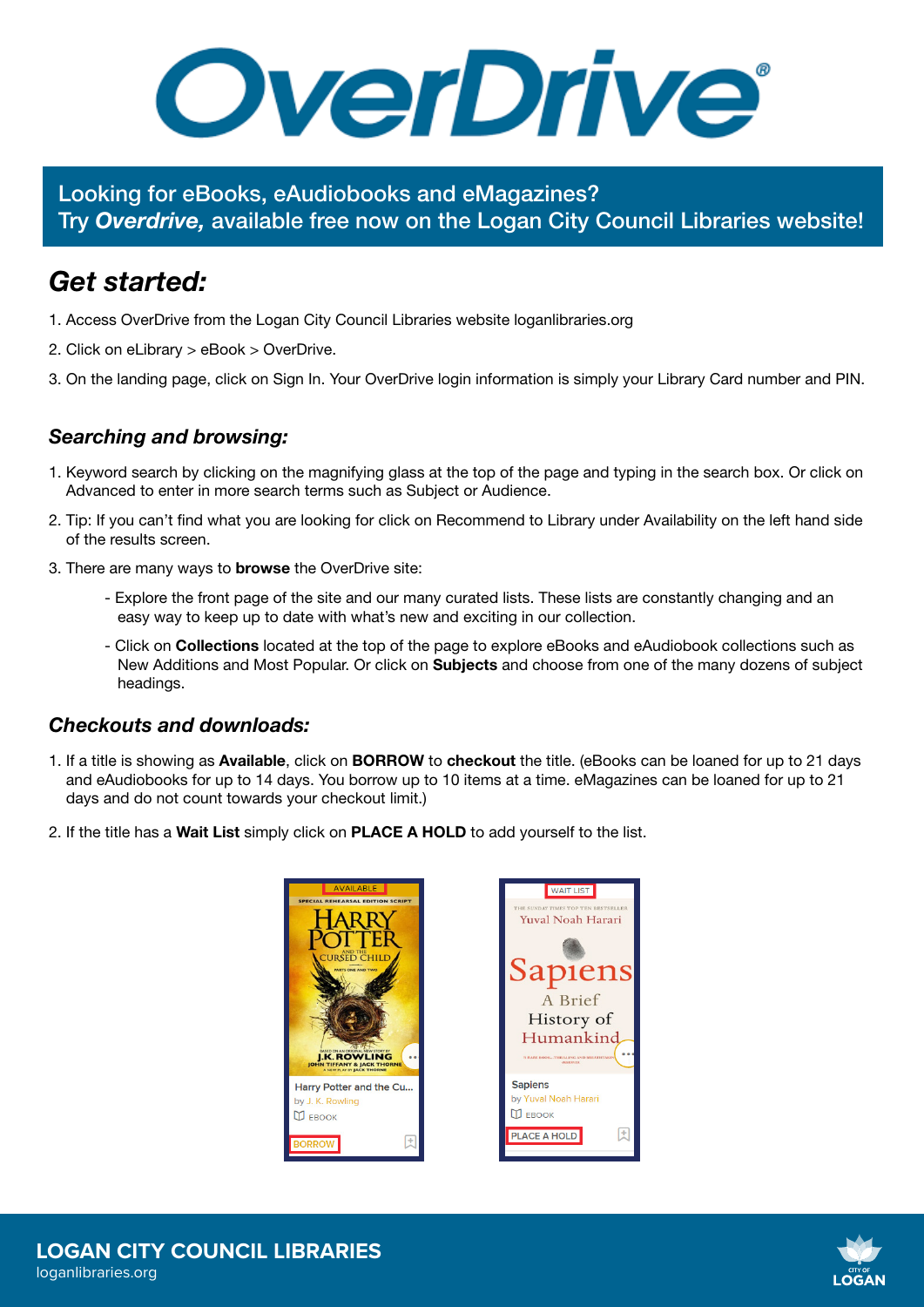# OverDrive

**Looking for eBooks, eAudiobooks and eMagazines?**
**Try *Overdrive,* available free now on the Logan City Council Libraries website!**

## *Get started:*

1. Access OverDrive from the Logan City Council Libraries website loganlibraries.org
2. Click on eLibrary > eBook > OverDrive.
3. On the landing page, click on Sign In. Your OverDrive login information is simply your Library Card number and PIN.

### *Searching and browsing:*

1. Keyword search by clicking on the magnifying glass at the top of the page and typing in the search box. Or click on Advanced to enter in more search terms such as Subject or Audience.
2. Tip: If you can't find what you are looking for click on Recommend to Library under Availability on the left hand side of the results screen.
3. There are many ways to **browse** the OverDrive site:
   - Explore the front page of the site and our many curated lists. These lists are constantly changing and an easy way to keep up to date with what's new and exciting in our collection.
   - Click on **Collections** located at the top of the page to explore eBooks and eAudiobook collections such as New Additions and Most Popular. Or click on **Subjects** and choose from one of the many dozens of subject headings.

### *Checkouts and downloads:*

1. If a title is showing as **Available**, click on **BORROW** to **checkout** the title. (eBooks can be loaned for up to 21 days and eAudiobooks for up to 14 days. You borrow up to 10 items at a time. eMagazines can be loaned for up to 21 days and do not count towards your checkout limit.)
2. If the title has a **Wait List** simply click on **PLACE A HOLD** to add yourself to the list.

**LOGAN CITY COUNCIL LIBRARIES**
loganlibraries.org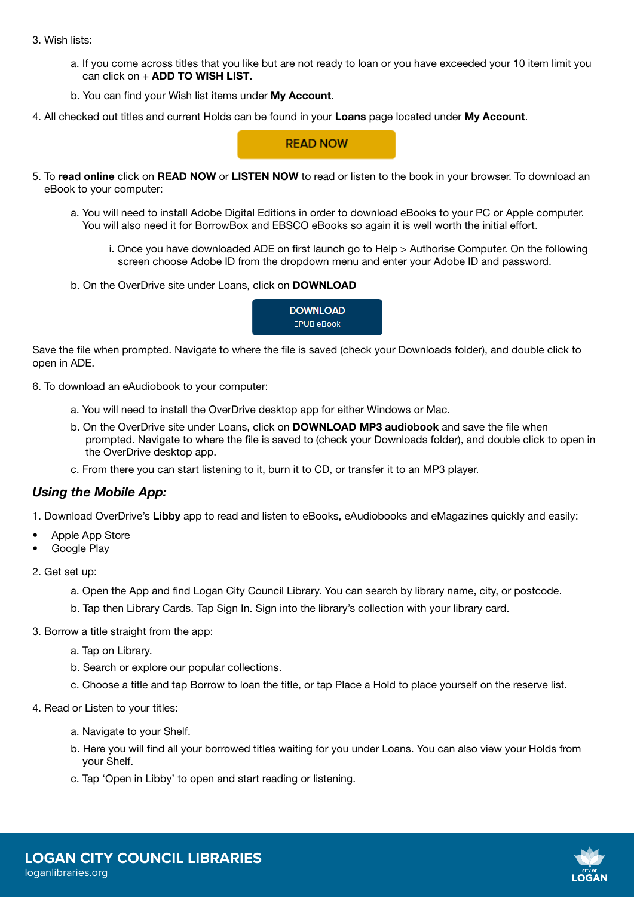3. Wish lists:

    a. If you come across titles that you like but are not ready to loan or you have exceeded your 10 item limit you can click on + **ADD TO WISH LIST**.

    b. You can find your Wish list items under **My Account**.

4. All checked out titles and current Holds can be found in your **Loans** page located under **My Account**.

READ NOW

5. To **read online** click on **READ NOW** or **LISTEN NOW** to read or listen to the book in your browser. To download an eBook to your computer:

    a. You will need to install Adobe Digital Editions in order to download eBooks to your PC or Apple computer. You will also need it for BorrowBox and EBSCO eBooks so again it is well worth the initial effort.

        i. Once you have downloaded ADE on first launch go to Help > Authorise Computer. On the following screen choose Adobe ID from the dropdown menu and enter your Adobe ID and password.

    b. On the OverDrive site under Loans, click on **DOWNLOAD**

DOWNLOAD
EPUB eBook

Save the file when prompted. Navigate to where the file is saved (check your Downloads folder), and double click to open in ADE.

6. To download an eAudiobook to your computer:

    a. You will need to install the OverDrive desktop app for either Windows or Mac.

    b. On the OverDrive site under Loans, click on **DOWNLOAD MP3 audiobook** and save the file when prompted. Navigate to where the file is saved to (check your Downloads folder), and double click to open in the OverDrive desktop app.

    c. From there you can start listening to it, burn it to CD, or transfer it to an MP3 player.

### *Using the Mobile App:*

1. Download OverDrive's **Libby** app to read and listen to eBooks, eAudiobooks and eMagazines quickly and easily:

- Apple App Store
- Google Play

2. Get set up:

    a. Open the App and find Logan City Council Library. You can search by library name, city, or postcode.

    b. Tap then Library Cards. Tap Sign In. Sign into the library's collection with your library card.

3. Borrow a title straight from the app:

    a. Tap on Library.

    b. Search or explore our popular collections.

    c. Choose a title and tap Borrow to loan the title, or tap Place a Hold to place yourself on the reserve list.

4. Read or Listen to your titles:

    a. Navigate to your Shelf.

    b. Here you will find all your borrowed titles waiting for you under Loans. You can also view your Holds from your Shelf.

    c. Tap 'Open in Libby' to open and start reading or listening.

**LOGAN CITY COUNCIL LIBRARIES**
loganlibraries.org

CITY OF LOGAN